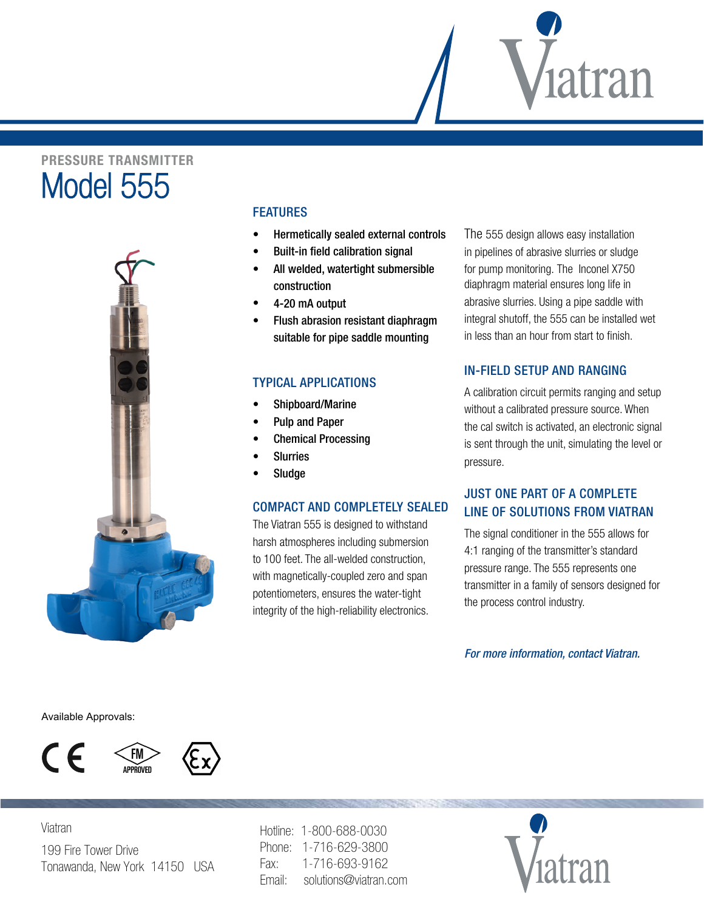PRESSURE TRANSMITTER

# Model 555

## FEATURES

- **Hermetically sealed external controls**
- **Built-in field calibration signal**
- **All welded, watertight submersible construction**
- **4-20 mA output**
- **Flush abrasion resistant diaphragm suitable for pipe saddle mounting**

## TYPICAL APPLICATIONS

- **Shipboard/Marine**
- **Pulp and Paper**
- **Chemical Processing**
- **Slurries**
- **Sludge**

## COMPACT AND COMPLETELY SEALED

The Viatran 555 is designed to withstand harsh atmospheres including submersion to 100 feet. The all-welded construction, with magnetically-coupled zero and span potentiometers, ensures the water-tight integrity of the high-reliability electronics.

The 555 design allows easy installation in pipelines of abrasive slurries or sludge for pump monitoring. The Inconel X750 diaphragm material ensures long life in abrasive slurries. Using a pipe saddle with integral shutoff, the 555 can be installed wet in less than an hour from start to finish.

## IN-FIELD SETUP AND RANGING

A calibration circuit permits ranging and setup without a calibrated pressure source. When the cal switch is activated, an electronic signal is sent through the unit, simulating the level or pressure.

## JUST ONE PART OF A COMPLETE LINE OF SOLUTIONS FROM VIATRAN

The signal conditioner in the 555 allows for 4:1 ranging of the transmitter's standard pressure range. The 555 represents one transmitter in a family of sensors designed for the process control industry.

*For more information, contact Viatran.*

Available Approvals:

CE, FM APPROVED, Ex

Viatran

199 Fire Tower Drive
Tonawanda, New York 14150 USA

Hotline: 1-800-688-0030
Phone: 1-716-629-3800
Fax: 1-716-693-9162
Email: solutions@viatran.com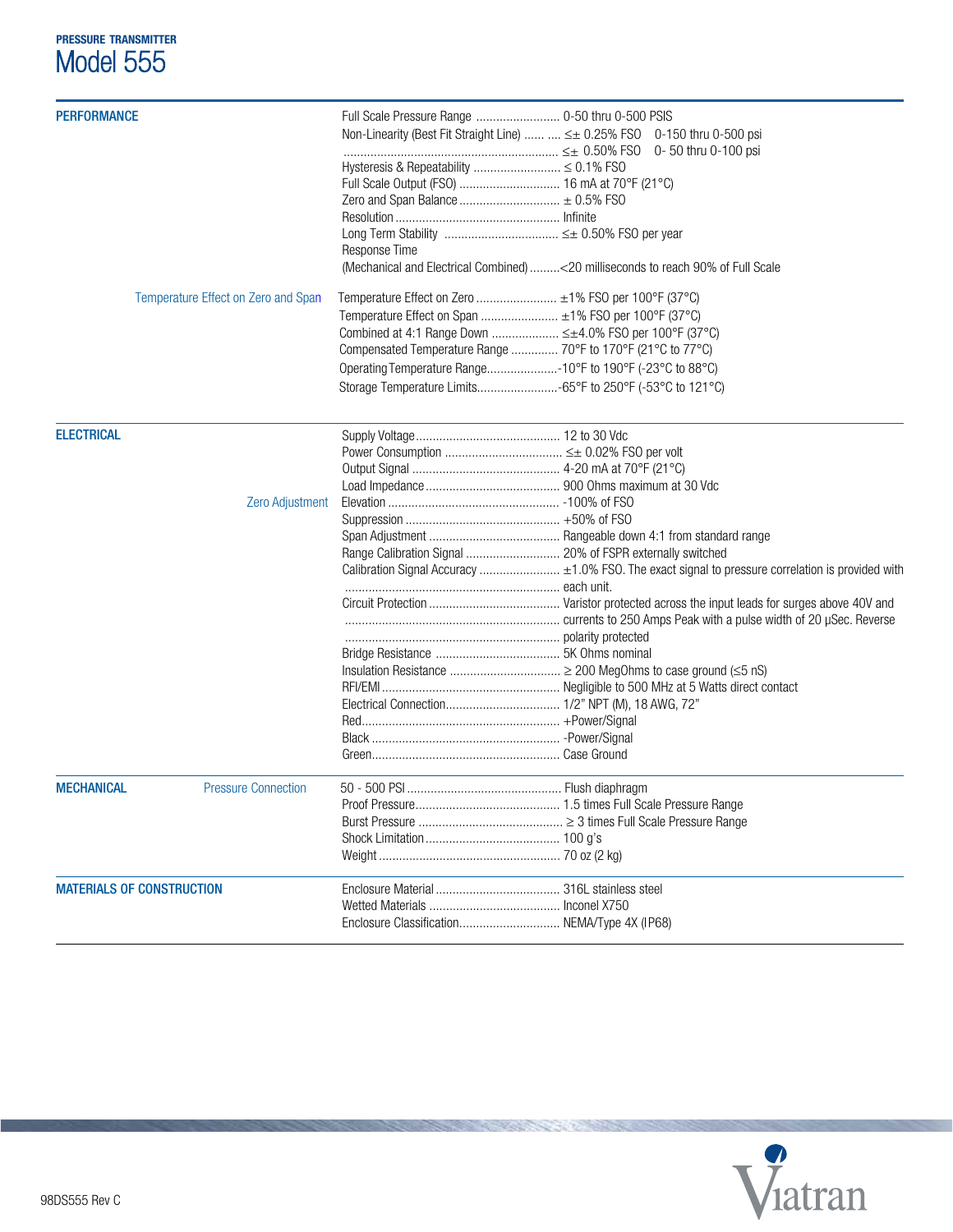**PRESSURE TRANSMITTER**

# Model 555

## PERFORMANCE

| | | |
|---|---|---|
| | Full Scale Pressure Range | 0-50 thru 0-500 PSIS |
| | Non-Linearity (Best Fit Straight Line) | ≤± 0.25% FSO 0-150 thru 0-500 psi |
| | | ≤± 0.50% FSO 0- 50 thru 0-100 psi |
| | Hysteresis & Repeatability | ≤ 0.1% FSO |
| | Full Scale Output (FSO) | 16 mA at 70°F (21°C) |
| | Zero and Span Balance | ± 0.5% FSO |
| | Resolution | Infinite |
| | Long Term Stability | ≤± 0.50% FSO per year |
| | Response Time (Mechanical and Electrical Combined) | <20 milliseconds to reach 90% of Full Scale |
| Temperature Effect on Zero and Span | Temperature Effect on Zero | ±1% FSO per 100°F (37°C) |
| | Temperature Effect on Span | ±1% FSO per 100°F (37°C) |
| | Combined at 4:1 Range Down | ≤±4.0% FSO per 100°F (37°C) |
| | Compensated Temperature Range | 70°F to 170°F (21°C to 77°C) |
| | Operating Temperature Range | -10°F to 190°F (-23°C to 88°C) |
| | Storage Temperature Limits | -65°F to 250°F (-53°C to 121°C) |

## ELECTRICAL

| | | |
|---|---|---|
| | Supply Voltage | 12 to 30 Vdc |
| | Power Consumption | ≤± 0.02% FSO per volt |
| | Output Signal | 4-20 mA at 70°F (21°C) |
| | Load Impedance | 900 Ohms maximum at 30 Vdc |
| Zero Adjustment | Elevation | -100% of FSO |
| | Suppression | +50% of FSO |
| | Span Adjustment | Rangeable down 4:1 from standard range |
| | Range Calibration Signal | 20% of FSPR externally switched |
| | Calibration Signal Accuracy | ±1.0% FSO. The exact signal to pressure correlation is provided with each unit. |
| | Circuit Protection | Varistor protected across the input leads for surges above 40V and currents to 250 Amps Peak with a pulse width of 20 µSec. Reverse polarity protected |
| | Bridge Resistance | 5K Ohms nominal |
| | Insulation Resistance | ≥ 200 MegOhms to case ground (≤5 nS) |
| | RFI/EMI | Negligible to 500 MHz at 5 Watts direct contact |
| | Electrical Connection | 1/2" NPT (M), 18 AWG, 72" |
| | Red | +Power/Signal |
| | Black | -Power/Signal |
| | Green | Case Ground |

## MECHANICAL

| | | |
|---|---|---|
| Pressure Connection | 50 - 500 PSI | Flush diaphragm |
| | Proof Pressure | 1.5 times Full Scale Pressure Range |
| | Burst Pressure | ≥ 3 times Full Scale Pressure Range |
| | Shock Limitation | 100 g's |
| | Weight | 70 oz (2 kg) |

## MATERIALS OF CONSTRUCTION

| | |
|---|---|
| Enclosure Material | 316L stainless steel |
| Wetted Materials | Inconel X750 |
| Enclosure Classification | NEMA/Type 4X (IP68) |

98DS555 Rev C

Viatran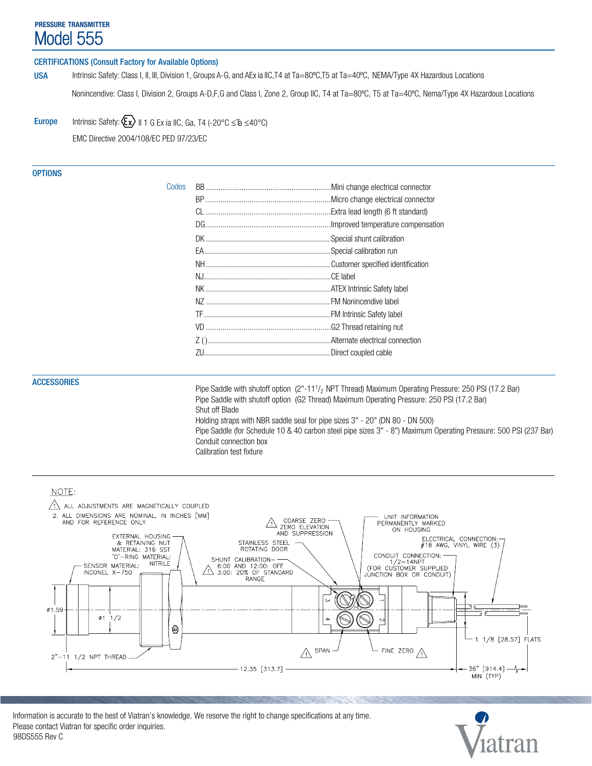PRESSURE TRANSMITTER

# Model 555

## CERTIFICATIONS (Consult Factory for Available Options)

**USA**

Intrinsic Safety: Class I, II, III, Division 1, Groups A-G, and AEx ia IIC,T4 at Ta=80ºC,T5 at Ta=40ºC, NEMA/Type 4X Hazardous Locations

Nonincendive: Class I, Division 2, Groups A-D,F,G and Class I, Zone 2, Group IIC, T4 at Ta=80ºC, T5 at Ta=40ºC, Nema/Type 4X Hazardous Locations

**Europe**

Intrinsic Safety: Ex II 1 G Ex ia IIC, Ga, T4 (-20°C ≤Ta ≤40°C)

EMC Directive 2004/108/EC PED 97/23/EC

## OPTIONS

Codes

| Code | Description |
|---|---|
| BB | Mini change electrical connector |
| BP | Micro change electrical connector |
| CL | Extra lead length (6 ft standard) |
| DG | Improved temperature compensation |
| DK | Special shunt calibration |
| EA | Special calibration run |
| NH | Customer specified identification |
| NJ | CE label |
| NK | ATEX Intrinsic Safety label |
| NZ | FM Nonincendive label |
| TF | FM Intrinsic Safety label |
| VD | G2 Thread retaining nut |
| Z ( ) | Alternate electrical connection |
| ZU | Direct coupled cable |

## ACCESSORIES

Pipe Saddle with shutoff option (2"-11 1/2 NPT Thread) Maximum Operating Pressure: 250 PSI (17.2 Bar)
Pipe Saddle with shutoff option (G2 Thread) Maximum Operating Pressure: 250 PSI (17.2 Bar)
Shut off Blade
Holding straps with NBR saddle seal for pipe sizes 3" - 20" (DN 80 - DN 500)
Pipe Saddle (for Schedule 10 & 40 carbon steel pipe sizes 3" - 8") Maximum Operating Pressure: 500 PSI (237 Bar)
Conduit connection box
Calibration test fixture

NOTE:
1. ALL ADJUSTMENTS ARE MAGNETICALLY COUPLED
2. ALL DIMENSIONS ARE NOMINAL, IN INCHES [MM] AND FOR REFERENCE ONLY

COARSE ZERO
ZERO ELEVATION AND SUPPRESSION
UNIT INFORMATION PERMANENTLY MARKED ON HOUSING
EXTERNAL HOUSING & RETAINING NUT MATERIAL: 316 SST
'O'-RING MATERIAL: NITRILE
STAINLESS STEEL ROTATING DOOR
ELECTRICAL CONNECTION: #18 AWG, VINYL WIRE (3)
SHUNT CALIBRATION— 6:00 AND 12:00: OFF 3:00: 20% OF STANDARD RANGE
CONDUIT CONNECTION: 1/2–14NPT (FOR CUSTOMER SUPPLIED JUNCTION BOX OR CONDUIT)
SENSOR MATERIAL: INCONEL X–750
ø1.59
ø1 1/2
1 1/8 [28.57] FLATS
2"–11 1/2 NPT THREAD
SPAN
FINE ZERO
12.35 [313.7]
36" [914.4] MIN (TYP)

Information is accurate to the best of Viatran's knowledge. We reserve the right to change specifications at any time.
Please contact Viatran for specific order inquiries.
98DS555 Rev C

Viatran